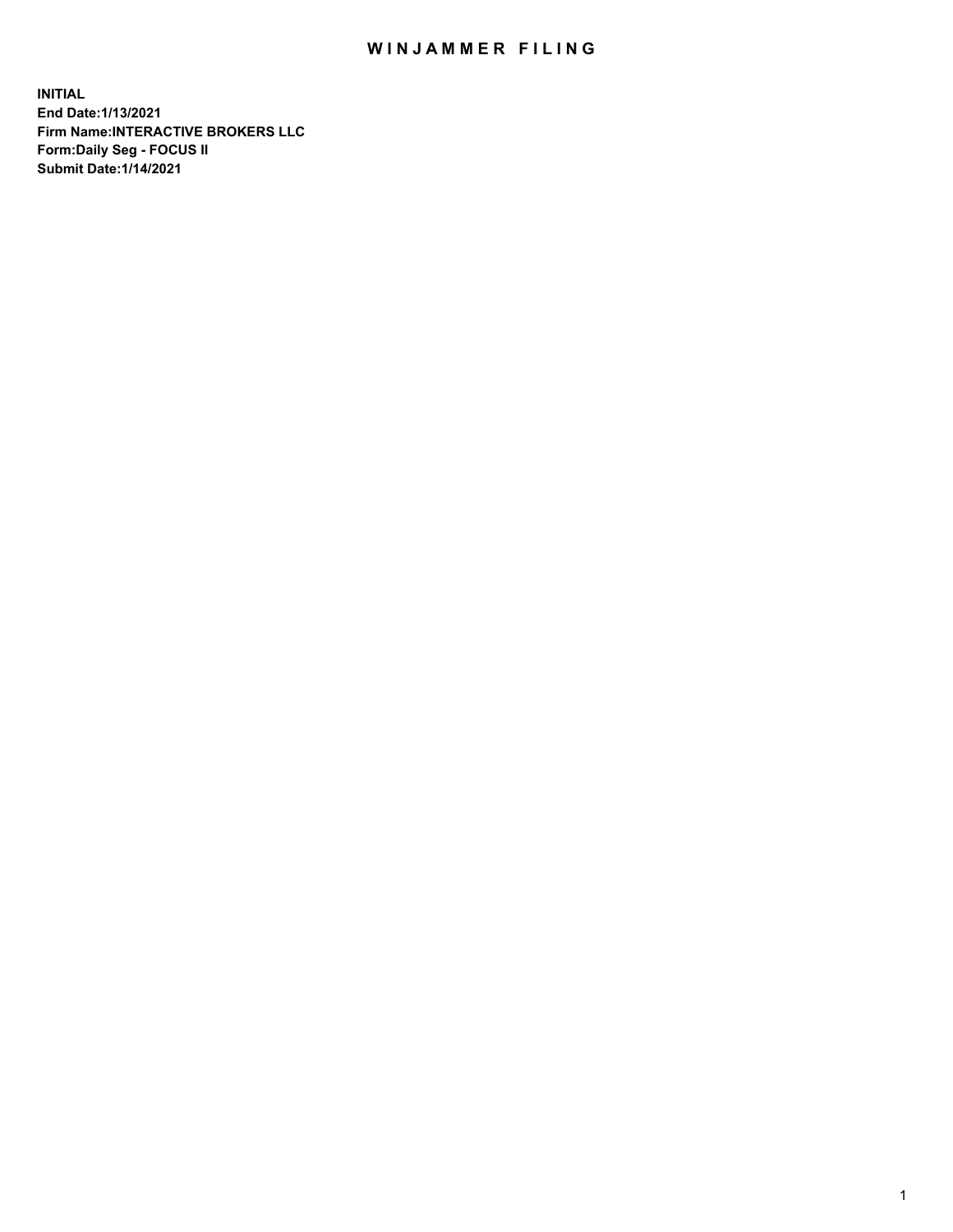# WINJAMMER FILING

**INITIAL**
**End Date:1/13/2021**
**Firm Name:INTERACTIVE BROKERS LLC**
**Form:Daily Seg - FOCUS II**
**Submit Date:1/14/2021**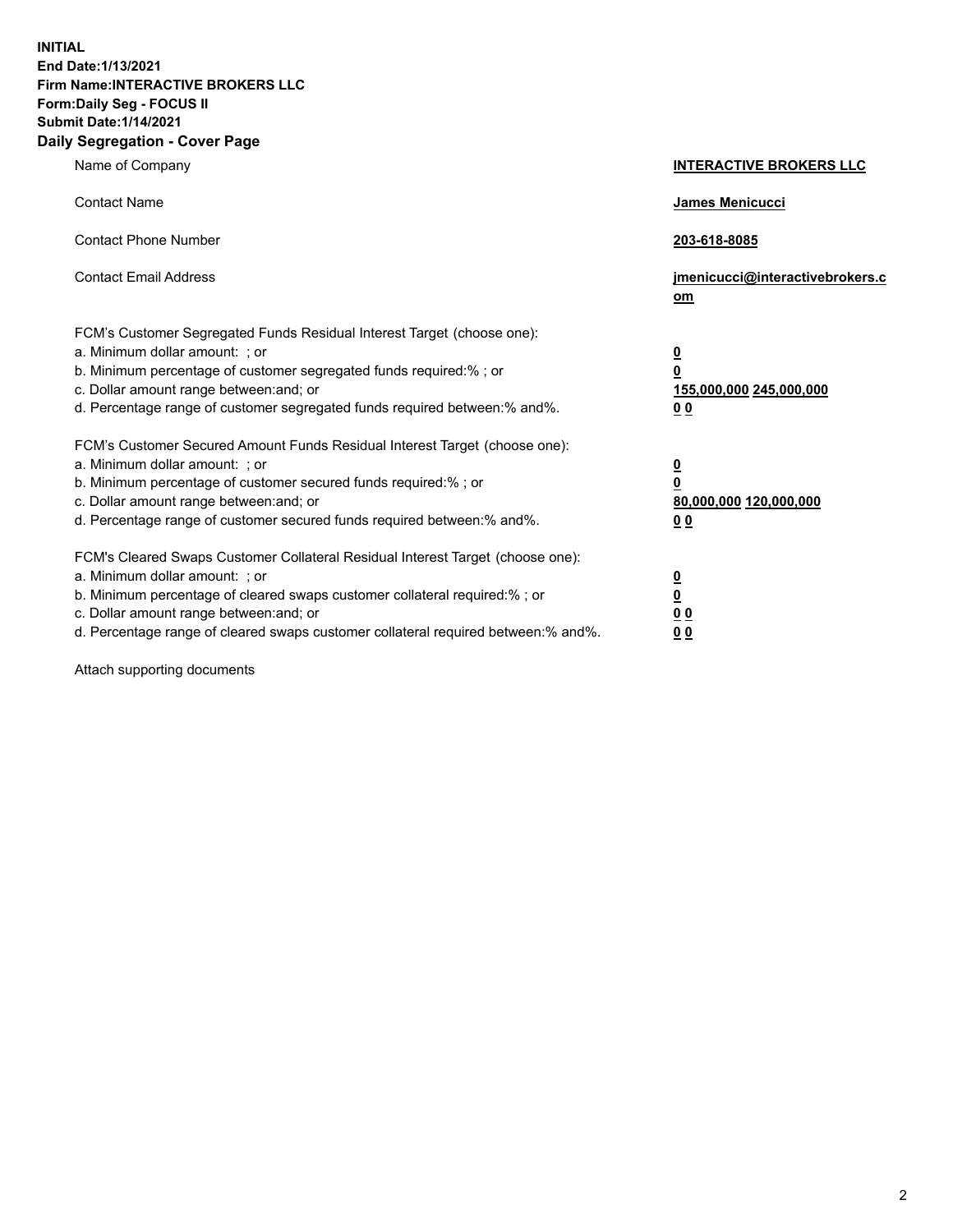**INITIAL**
**End Date:1/13/2021**
**Firm Name:INTERACTIVE BROKERS LLC**
**Form:Daily Seg - FOCUS II**
**Submit Date:1/14/2021**

## Daily Segregation - Cover Page

| | |
|---|---|
| Name of Company | **INTERACTIVE BROKERS LLC** |
| Contact Name | **James Menicucci** |
| Contact Phone Number | **203-618-8085** |
| Contact Email Address | **jmenicucci@interactivebrokers.com** |

FCM's Customer Segregated Funds Residual Interest Target (choose one):

| | |
|---|---|
| a. Minimum dollar amount: ; or | **0** |
| b. Minimum percentage of customer segregated funds required:% ; or | **0** |
| c. Dollar amount range between:and; or | **155,000,000 245,000,000** |
| d. Percentage range of customer segregated funds required between:% and%. | **0 0** |

FCM's Customer Secured Amount Funds Residual Interest Target (choose one):

| | |
|---|---|
| a. Minimum dollar amount: ; or | **0** |
| b. Minimum percentage of customer secured funds required:% ; or | **0** |
| c. Dollar amount range between:and; or | **80,000,000 120,000,000** |
| d. Percentage range of customer secured funds required between:% and%. | **0 0** |

FCM's Cleared Swaps Customer Collateral Residual Interest Target (choose one):

| | |
|---|---|
| a. Minimum dollar amount: ; or | **0** |
| b. Minimum percentage of cleared swaps customer collateral required:% ; or | **0** |
| c. Dollar amount range between:and; or | **0 0** |
| d. Percentage range of cleared swaps customer collateral required between:% and%. | **0 0** |

Attach supporting documents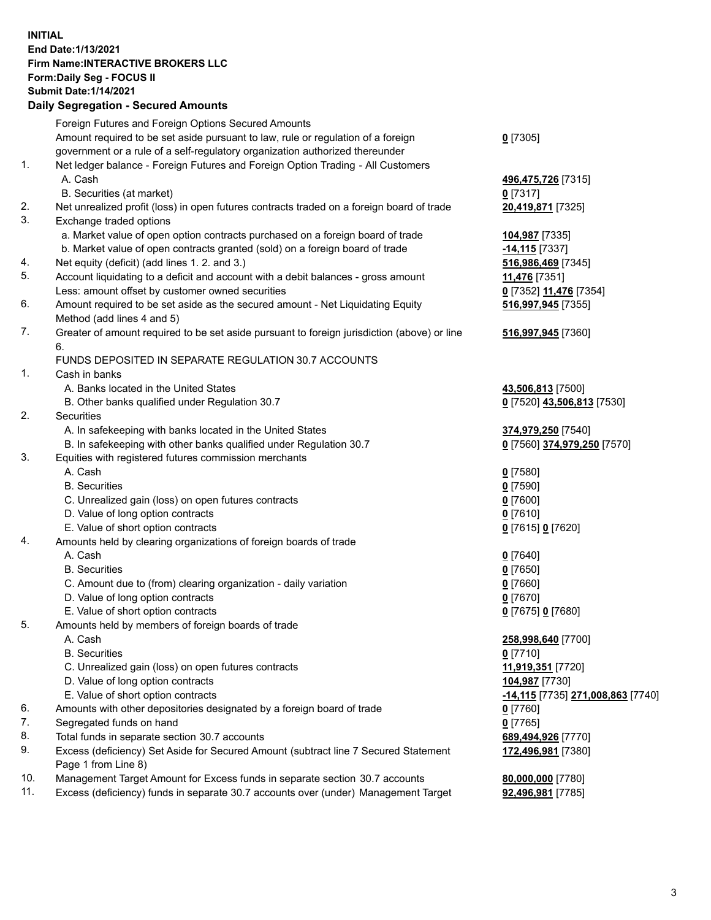**INITIAL**
**End Date:1/13/2021**
**Firm Name:INTERACTIVE BROKERS LLC**
**Form:Daily Seg - FOCUS II**
**Submit Date:1/14/2021**

### Daily Segregation - Secured Amounts

| | | |
|---|---|---|
| | Foreign Futures and Foreign Options Secured Amounts | |
| | Amount required to be set aside pursuant to law, rule or regulation of a foreign government or a rule of a self-regulatory organization authorized thereunder | **0** [7305] |
| 1. | Net ledger balance - Foreign Futures and Foreign Option Trading - All Customers | |
| | A. Cash | **496,475,726** [7315] |
| | B. Securities (at market) | **0** [7317] |
| 2. | Net unrealized profit (loss) in open futures contracts traded on a foreign board of trade | **20,419,871** [7325] |
| 3. | Exchange traded options | |
| | a. Market value of open option contracts purchased on a foreign board of trade | **104,987** [7335] |
| | b. Market value of open contracts granted (sold) on a foreign board of trade | **-14,115** [7337] |
| 4. | Net equity (deficit) (add lines 1. 2. and 3.) | **516,986,469** [7345] |
| 5. | Account liquidating to a deficit and account with a debit balances - gross amount | **11,476** [7351] |
| | Less: amount offset by customer owned securities | **0** [7352] **11,476** [7354] |
| 6. | Amount required to be set aside as the secured amount - Net Liquidating Equity Method (add lines 4 and 5) | **516,997,945** [7355] |
| 7. | Greater of amount required to be set aside pursuant to foreign jurisdiction (above) or line 6. | **516,997,945** [7360] |
| | FUNDS DEPOSITED IN SEPARATE REGULATION 30.7 ACCOUNTS | |
| 1. | Cash in banks | |
| | A. Banks located in the United States | **43,506,813** [7500] |
| | B. Other banks qualified under Regulation 30.7 | **0** [7520] **43,506,813** [7530] |
| 2. | Securities | |
| | A. In safekeeping with banks located in the United States | **374,979,250** [7540] |
| | B. In safekeeping with other banks qualified under Regulation 30.7 | **0** [7560] **374,979,250** [7570] |
| 3. | Equities with registered futures commission merchants | |
| | A. Cash | **0** [7580] |
| | B. Securities | **0** [7590] |
| | C. Unrealized gain (loss) on open futures contracts | **0** [7600] |
| | D. Value of long option contracts | **0** [7610] |
| | E. Value of short option contracts | **0** [7615] **0** [7620] |
| 4. | Amounts held by clearing organizations of foreign boards of trade | |
| | A. Cash | **0** [7640] |
| | B. Securities | **0** [7650] |
| | C. Amount due to (from) clearing organization - daily variation | **0** [7660] |
| | D. Value of long option contracts | **0** [7670] |
| | E. Value of short option contracts | **0** [7675] **0** [7680] |
| 5. | Amounts held by members of foreign boards of trade | |
| | A. Cash | **258,998,640** [7700] |
| | B. Securities | **0** [7710] |
| | C. Unrealized gain (loss) on open futures contracts | **11,919,351** [7720] |
| | D. Value of long option contracts | **104,987** [7730] |
| | E. Value of short option contracts | **-14,115** [7735] **271,008,863** [7740] |
| 6. | Amounts with other depositories designated by a foreign board of trade | **0** [7760] |
| 7. | Segregated funds on hand | **0** [7765] |
| 8. | Total funds in separate section 30.7 accounts | **689,494,926** [7770] |
| 9. | Excess (deficiency) Set Aside for Secured Amount (subtract line 7 Secured Statement Page 1 from Line 8) | **172,496,981** [7380] |
| 10. | Management Target Amount for Excess funds in separate section 30.7 accounts | **80,000,000** [7780] |
| 11. | Excess (deficiency) funds in separate 30.7 accounts over (under) Management Target | **92,496,981** [7785] |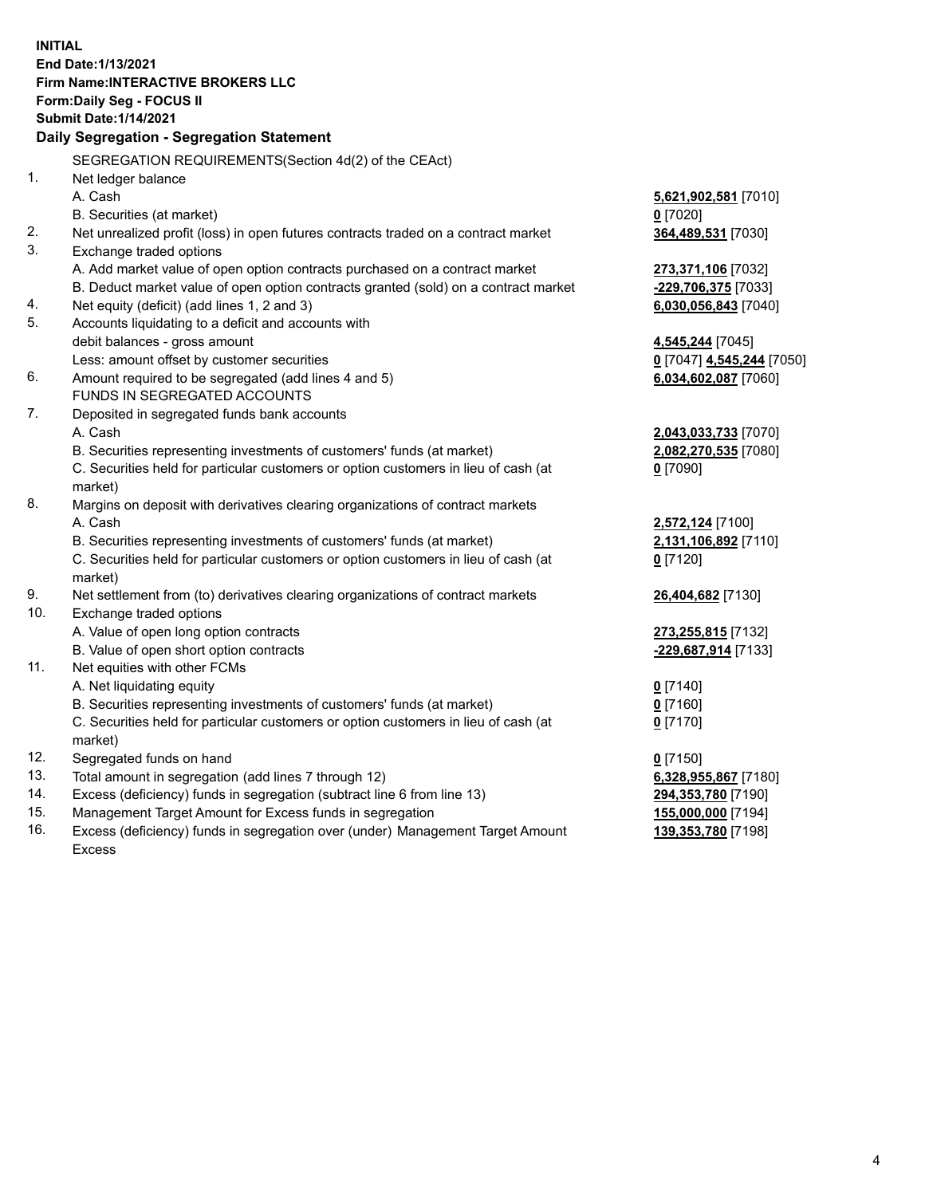**INITIAL**
**End Date:1/13/2021**
**Firm Name:INTERACTIVE BROKERS LLC**
**Form:Daily Seg - FOCUS II**
**Submit Date:1/14/2021**

**Daily Segregation - Segregation Statement**

SEGREGATION REQUIREMENTS(Section 4d(2) of the CEAct)

| | | |
|---|---|---|
| 1. | Net ledger balance | |
| | A. Cash | **5,621,902,581** [7010] |
| | B. Securities (at market) | **0** [7020] |
| 2. | Net unrealized profit (loss) in open futures contracts traded on a contract market | **364,489,531** [7030] |
| 3. | Exchange traded options | |
| | A. Add market value of open option contracts purchased on a contract market | **273,371,106** [7032] |
| | B. Deduct market value of open option contracts granted (sold) on a contract market | **-229,706,375** [7033] |
| 4. | Net equity (deficit) (add lines 1, 2 and 3) | **6,030,056,843** [7040] |
| 5. | Accounts liquidating to a deficit and accounts with debit balances - gross amount | **4,545,244** [7045] |
| | Less: amount offset by customer securities | **0** [7047] **4,545,244** [7050] |
| 6. | Amount required to be segregated (add lines 4 and 5) | **6,034,602,087** [7060] |
| | FUNDS IN SEGREGATED ACCOUNTS | |
| 7. | Deposited in segregated funds bank accounts | |
| | A. Cash | **2,043,033,733** [7070] |
| | B. Securities representing investments of customers' funds (at market) | **2,082,270,535** [7080] |
| | C. Securities held for particular customers or option customers in lieu of cash (at market) | **0** [7090] |
| 8. | Margins on deposit with derivatives clearing organizations of contract markets | |
| | A. Cash | **2,572,124** [7100] |
| | B. Securities representing investments of customers' funds (at market) | **2,131,106,892** [7110] |
| | C. Securities held for particular customers or option customers in lieu of cash (at market) | **0** [7120] |
| 9. | Net settlement from (to) derivatives clearing organizations of contract markets | **26,404,682** [7130] |
| 10. | Exchange traded options | |
| | A. Value of open long option contracts | **273,255,815** [7132] |
| | B. Value of open short option contracts | **-229,687,914** [7133] |
| 11. | Net equities with other FCMs | |
| | A. Net liquidating equity | **0** [7140] |
| | B. Securities representing investments of customers' funds (at market) | **0** [7160] |
| | C. Securities held for particular customers or option customers in lieu of cash (at market) | **0** [7170] |
| 12. | Segregated funds on hand | **0** [7150] |
| 13. | Total amount in segregation (add lines 7 through 12) | **6,328,955,867** [7180] |
| 14. | Excess (deficiency) funds in segregation (subtract line 6 from line 13) | **294,353,780** [7190] |
| 15. | Management Target Amount for Excess funds in segregation | **155,000,000** [7194] |
| 16. | Excess (deficiency) funds in segregation over (under) Management Target Amount Excess | **139,353,780** [7198] |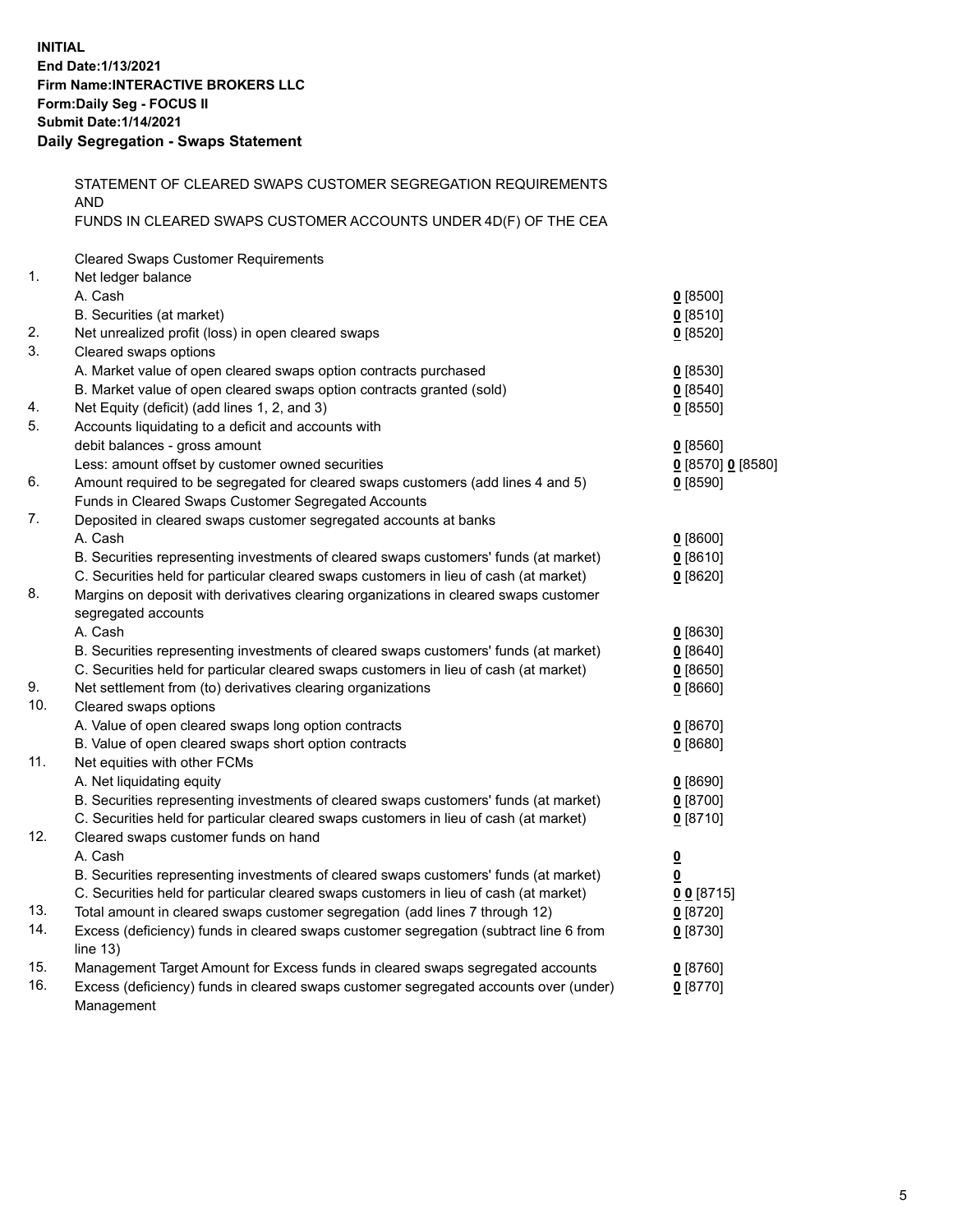**INITIAL**
**End Date:1/13/2021**
**Firm Name:INTERACTIVE BROKERS LLC**
**Form:Daily Seg - FOCUS II**
**Submit Date:1/14/2021**
**Daily Segregation - Swaps Statement**

STATEMENT OF CLEARED SWAPS CUSTOMER SEGREGATION REQUIREMENTS AND
FUNDS IN CLEARED SWAPS CUSTOMER ACCOUNTS UNDER 4D(F) OF THE CEA

| | | |
|---|---|---|
| | Cleared Swaps Customer Requirements | |
| 1. | Net ledger balance | |
| | A. Cash | 0 [8500] |
| | B. Securities (at market) | 0 [8510] |
| 2. | Net unrealized profit (loss) in open cleared swaps | 0 [8520] |
| 3. | Cleared swaps options | |
| | A. Market value of open cleared swaps option contracts purchased | 0 [8530] |
| | B. Market value of open cleared swaps option contracts granted (sold) | 0 [8540] |
| 4. | Net Equity (deficit) (add lines 1, 2, and 3) | 0 [8550] |
| 5. | Accounts liquidating to a deficit and accounts with debit balances - gross amount | 0 [8560] |
| | Less: amount offset by customer owned securities | 0 [8570] 0 [8580] |
| 6. | Amount required to be segregated for cleared swaps customers (add lines 4 and 5) | 0 [8590] |
| | Funds in Cleared Swaps Customer Segregated Accounts | |
| 7. | Deposited in cleared swaps customer segregated accounts at banks | |
| | A. Cash | 0 [8600] |
| | B. Securities representing investments of cleared swaps customers' funds (at market) | 0 [8610] |
| | C. Securities held for particular cleared swaps customers in lieu of cash (at market) | 0 [8620] |
| 8. | Margins on deposit with derivatives clearing organizations in cleared swaps customer segregated accounts | |
| | A. Cash | 0 [8630] |
| | B. Securities representing investments of cleared swaps customers' funds (at market) | 0 [8640] |
| | C. Securities held for particular cleared swaps customers in lieu of cash (at market) | 0 [8650] |
| 9. | Net settlement from (to) derivatives clearing organizations | 0 [8660] |
| 10. | Cleared swaps options | |
| | A. Value of open cleared swaps long option contracts | 0 [8670] |
| | B. Value of open cleared swaps short option contracts | 0 [8680] |
| 11. | Net equities with other FCMs | |
| | A. Net liquidating equity | 0 [8690] |
| | B. Securities representing investments of cleared swaps customers' funds (at market) | 0 [8700] |
| | C. Securities held for particular cleared swaps customers in lieu of cash (at market) | 0 [8710] |
| 12. | Cleared swaps customer funds on hand | |
| | A. Cash | 0 |
| | B. Securities representing investments of cleared swaps customers' funds (at market) | 0 |
| | C. Securities held for particular cleared swaps customers in lieu of cash (at market) | 0 0 [8715] |
| 13. | Total amount in cleared swaps customer segregation (add lines 7 through 12) | 0 [8720] |
| 14. | Excess (deficiency) funds in cleared swaps customer segregation (subtract line 6 from line 13) | 0 [8730] |
| 15. | Management Target Amount for Excess funds in cleared swaps segregated accounts | 0 [8760] |
| 16. | Excess (deficiency) funds in cleared swaps customer segregated accounts over (under) Management | 0 [8770] |